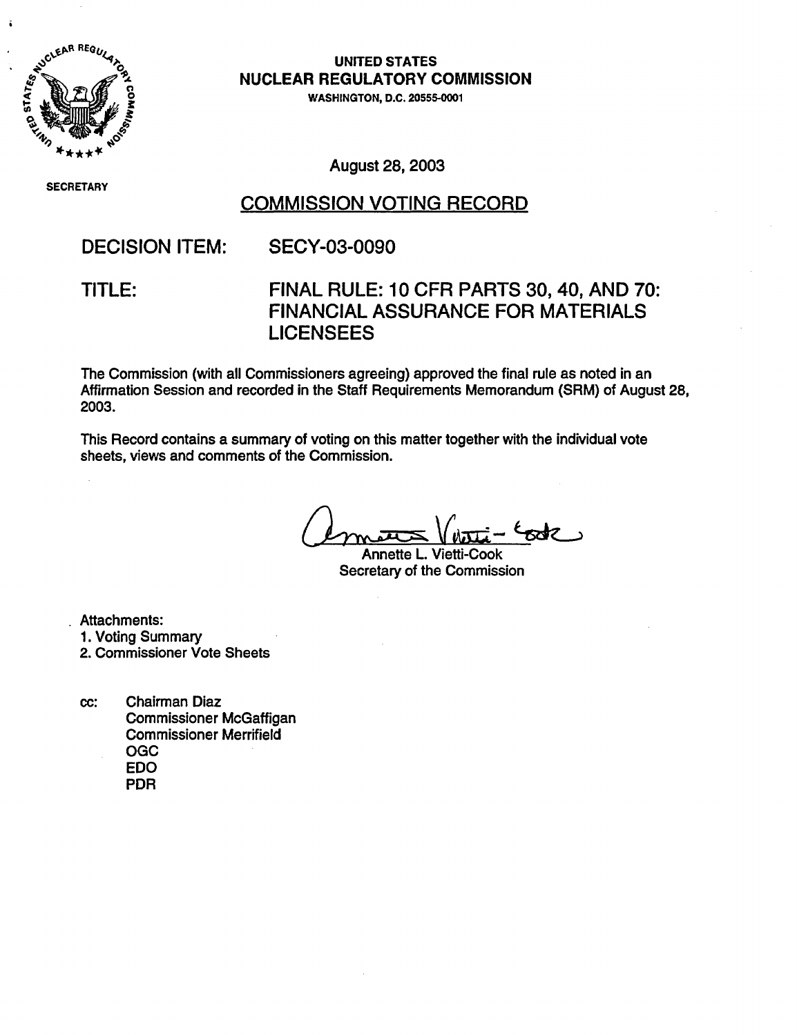UNITED STATES
NUCLEAR REGULATORY COMMISSION
WASHINGTON, D.C. 20555-0001

SECRETARY

August 28, 2003

## COMMISSION VOTING RECORD

**DECISION ITEM:** SECY-03-0090

**TITLE:** FINAL RULE: 10 CFR PARTS 30, 40, AND 70: FINANCIAL ASSURANCE FOR MATERIALS LICENSEES

The Commission (with all Commissioners agreeing) approved the final rule as noted in an Affirmation Session and recorded in the Staff Requirements Memorandum (SRM) of August 28, 2003.

This Record contains a summary of voting on this matter together with the individual vote sheets, views and comments of the Commission.

Annette L. Vietti-Cook
Secretary of the Commission

Attachments:
1. Voting Summary
2. Commissioner Vote Sheets

cc: Chairman Diaz
Commissioner McGaffigan
Commissioner Merrifield
OGC
EDO
PDR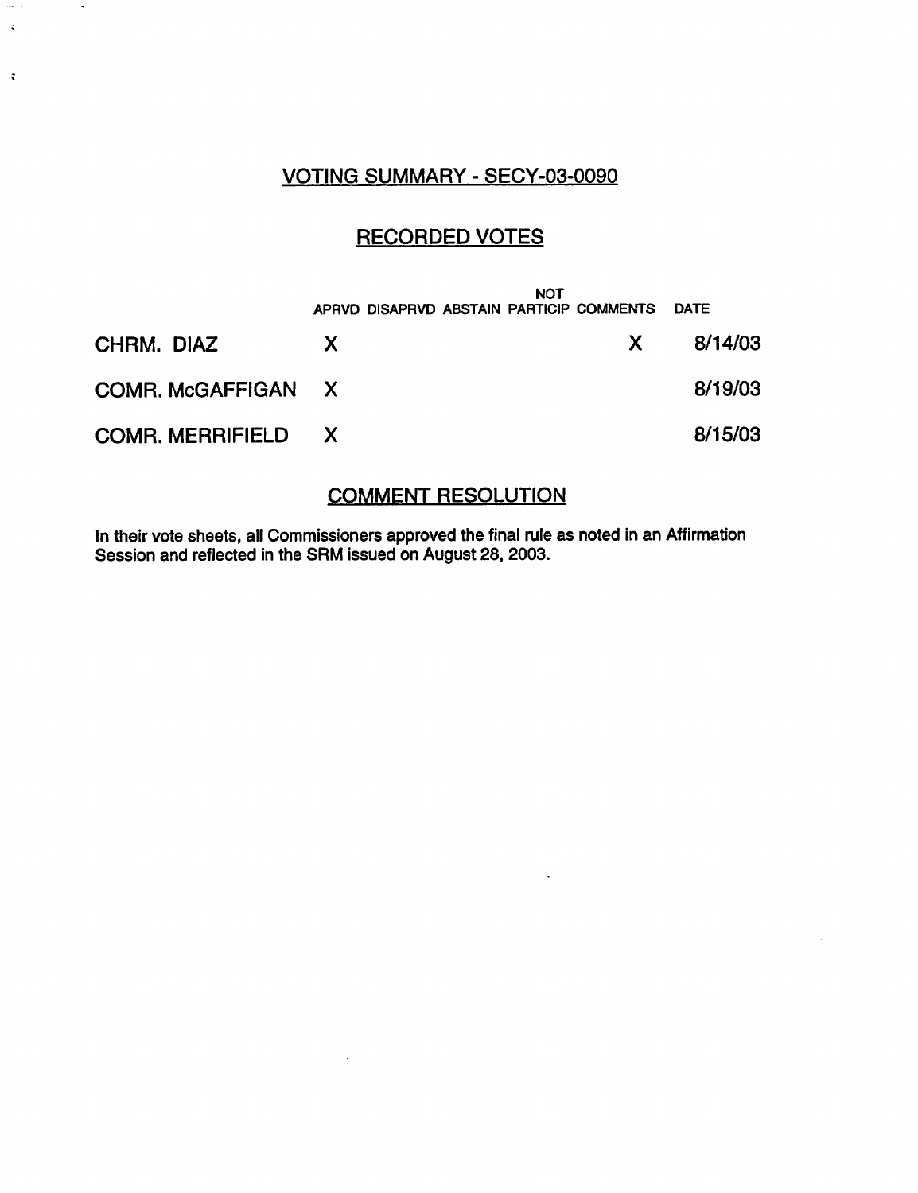# VOTING SUMMARY - SECY-03-0090

## RECORDED VOTES

| | APRVD | DISAPRVD | ABSTAIN | NOT PARTICIP | COMMENTS | DATE |
|---|---|---|---|---|---|---|
| CHRM. DIAZ | X | | | | X | 8/14/03 |
| COMR. McGAFFIGAN | X | | | | | 8/19/03 |
| COMR. MERRIFIELD | X | | | | | 8/15/03 |

## COMMENT RESOLUTION

In their vote sheets, all Commissioners approved the final rule as noted in an Affirmation Session and reflected in the SRM issued on August 28, 2003.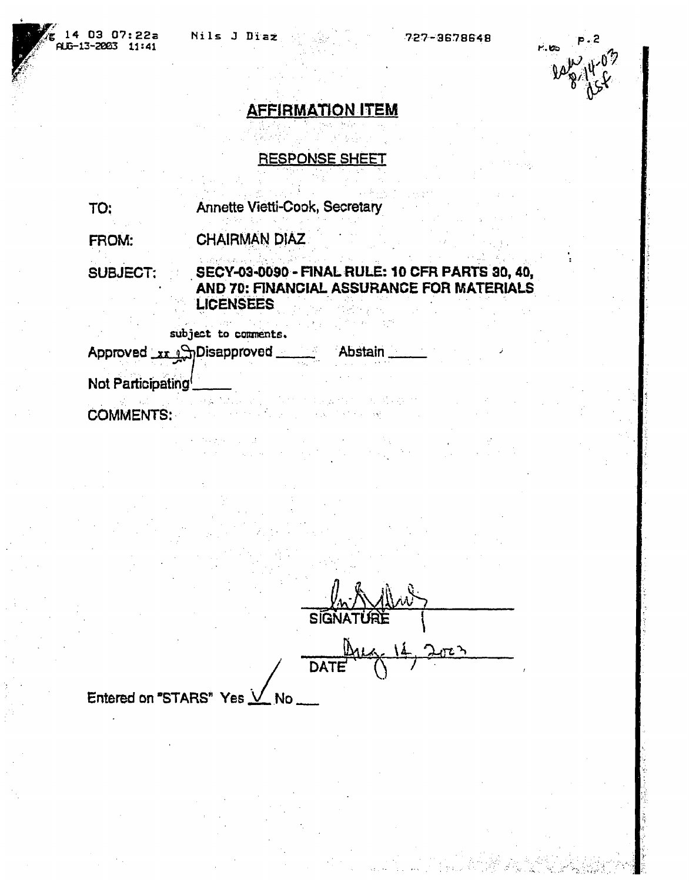# AFFIRMATION ITEM

## RESPONSE SHEET

TO: Annette Vietti-Cook, Secretary

FROM: CHAIRMAN DIAZ

SUBJECT: **SECY-03-0090 - FINAL RULE: 10 CFR PARTS 30, 40, AND 70: FINANCIAL ASSURANCE FOR MATERIALS LICENSEES**

Approved xx subject to comments. Disapproved \_\_\_\_\_ Abstain \_\_\_\_\_

Not Participating \_\_\_\_\_

COMMENTS:

SIGNATURE

DATE Aug. 14, 2003

Entered on "STARS" Yes ✓ No \_\_\_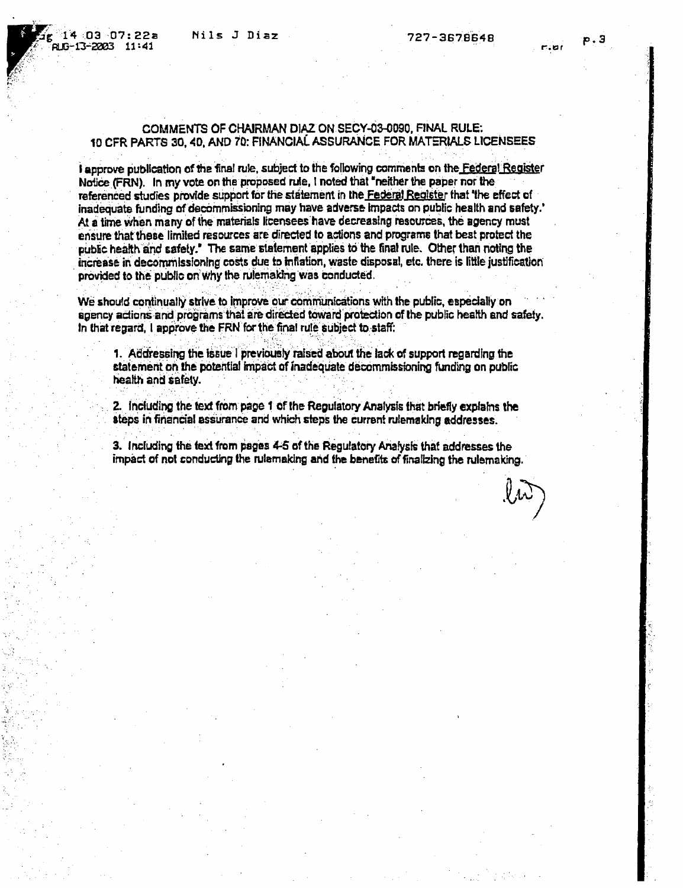COMMENTS OF CHAIRMAN DIAZ ON SECY-03-0090, FINAL RULE: 10 CFR PARTS 30, 40, AND 70: FINANCIAL ASSURANCE FOR MATERIALS LICENSEES

I approve publication of the final rule, subject to the following comments on the Federal Register Notice (FRN). In my vote on the proposed rule, I noted that "neither the paper nor the referenced studies provide support for the statement in the Federal Register that 'the effect of inadequate funding of decommissioning may have adverse impacts on public health and safety.' At a time when many of the materials licensees have decreasing resources, the agency must ensure that these limited resources are directed to actions and programs that best protect the public health and safety." The same statement applies to the final rule. Other than noting the increase in decommissioning costs due to inflation, waste disposal, etc. there is little justification provided to the public on why the rulemaking was conducted.

We should continually strive to improve our communications with the public, especially on agency actions and programs that are directed toward protection of the public health and safety. In that regard, I approve the FRN for the final rule subject to staff:

1. Addressing the issue I previously raised about the lack of support regarding the statement on the potential impact of inadequate decommissioning funding on public health and safety.

2. Including the text from page 1 of the Regulatory Analysis that briefly explains the steps in financial assurance and which steps the current rulemaking addresses.

3. Including the text from pages 4-5 of the Regulatory Analysis that addresses the impact of not conducting the rulemaking and the benefits of finalizing the rulemaking.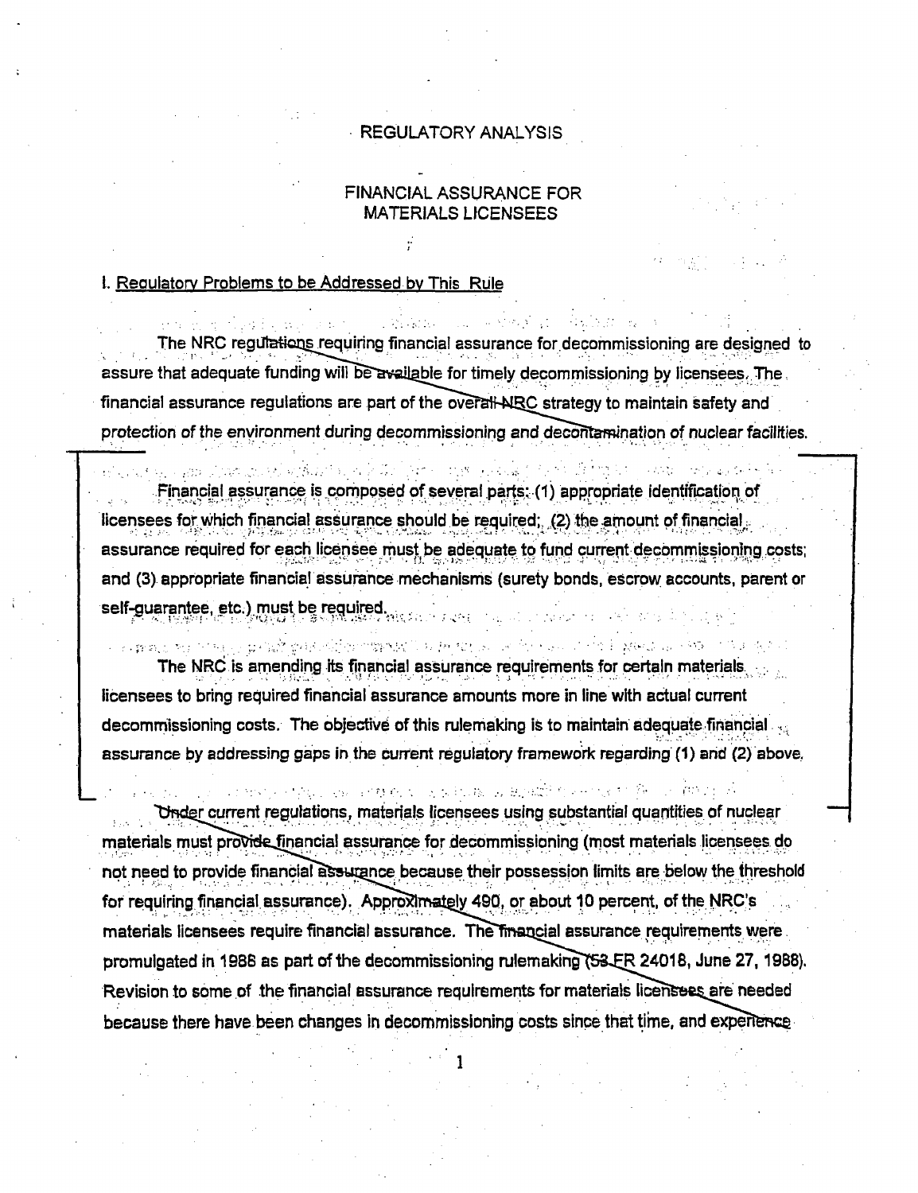# REGULATORY ANALYSIS

## FINANCIAL ASSURANCE FOR MATERIALS LICENSEES

### I. Regulatory Problems to be Addressed by This Rule

The NRC regulations requiring financial assurance for decommissioning are designed to assure that adequate funding will be available for timely decommissioning by licensees. The financial assurance regulations are part of the overall NRC strategy to maintain safety and protection of the environment during decommissioning and decontamination of nuclear facilities.

Financial assurance is composed of several parts: (1) appropriate identification of licensees for which financial assurance should be required; (2) the amount of financial assurance required for each licensee must be adequate to fund current decommissioning costs; and (3) appropriate financial assurance mechanisms (surety bonds, escrow accounts, parent or self-guarantee, etc.) must be required.

The NRC is amending its financial assurance requirements for certain materials licensees to bring required financial assurance amounts more in line with actual current decommissioning costs. The objective of this rulemaking is to maintain adequate financial assurance by addressing gaps in the current regulatory framework regarding (1) and (2) above.

Under current regulations, materials licensees using substantial quantities of nuclear materials must provide financial assurance for decommissioning (most materials licensees do not need to provide financial assurance because their possession limits are below the threshold for requiring financial assurance). Approximately 490, or about 10 percent, of the NRC's materials licensees require financial assurance. The financial assurance requirements were promulgated in 1988 as part of the decommissioning rulemaking (53 FR 24018, June 27, 1988). Revision to some of the financial assurance requirements for materials licensees are needed because there have been changes in decommissioning costs since that time, and experience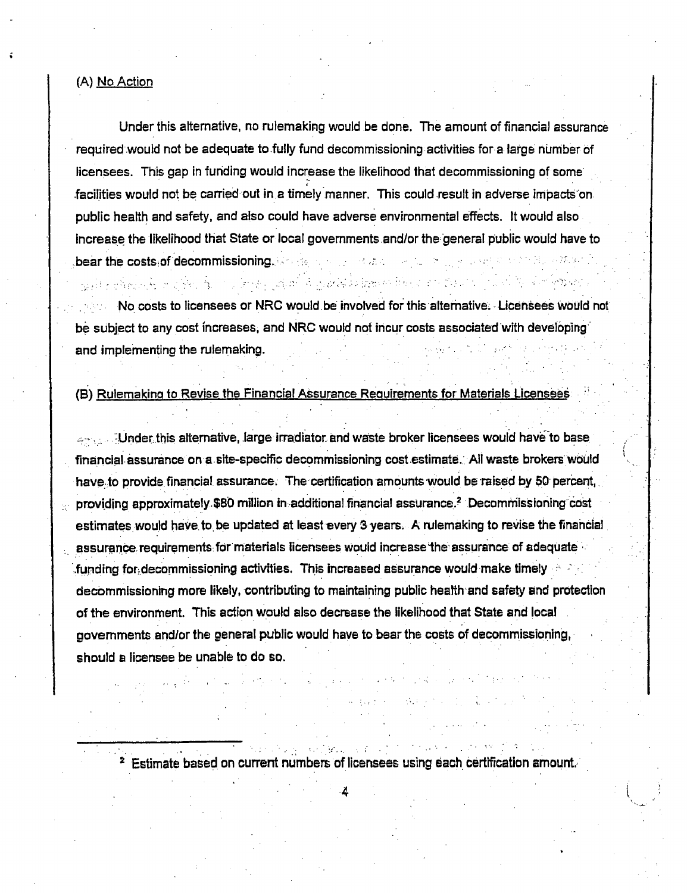(A) No Action

Under this alternative, no rulemaking would be done. The amount of financial assurance required would not be adequate to fully fund decommissioning activities for a large number of licensees. This gap in funding would increase the likelihood that decommissioning of some facilities would not be carried out in a timely manner. This could result in adverse impacts on public health and safety, and also could have adverse environmental effects. It would also increase the likelihood that State or local governments and/or the general public would have to bear the costs of decommissioning.

No costs to licensees or NRC would be involved for this alternative. Licensees would not be subject to any cost increases, and NRC would not incur costs associated with developing and implementing the rulemaking.

(B) Rulemaking to Revise the Financial Assurance Requirements for Materials Licensees

Under this alternative, large irradiator and waste broker licensees would have to base financial assurance on a site-specific decommissioning cost estimate. All waste brokers would have to provide financial assurance. The certification amounts would be raised by 50 percent, providing approximately $80 million in additional financial assurance.[2] Decommissioning cost estimates would have to be updated at least every 3 years. A rulemaking to revise the financial assurance requirements for materials licensees would increase the assurance of adequate funding for decommissioning activities. This increased assurance would make timely decommissioning more likely, contributing to maintaining public health and safety and protection of the environment. This action would also decrease the likelihood that State and local governments and/or the general public would have to bear the costs of decommissioning, should a licensee be unable to do so.

---

[2] Estimate based on current numbers of licensees using each certification amount.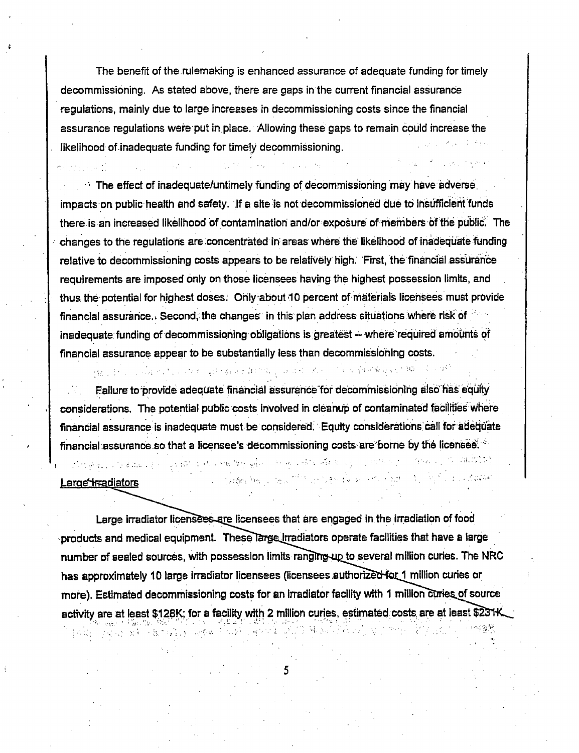The benefit of the rulemaking is enhanced assurance of adequate funding for timely decommissioning. As stated above, there are gaps in the current financial assurance regulations, mainly due to large increases in decommissioning costs since the financial assurance regulations were put in place. Allowing these gaps to remain could increase the likelihood of inadequate funding for timely decommissioning.

The effect of inadequate/untimely funding of decommissioning may have adverse impacts on public health and safety. If a site is not decommissioned due to insufficient funds there is an increased likelihood of contamination and/or exposure of members of the public. The changes to the regulations are concentrated in areas where the likelihood of inadequate funding relative to decommissioning costs appears to be relatively high. First, the financial assurance requirements are imposed only on those licensees having the highest possession limits, and thus the potential for highest doses. Only about 10 percent of materials licensees must provide financial assurance. Second, the changes in this plan address situations where risk of inadequate funding of decommissioning obligations is greatest -- where required amounts of financial assurance appear to be substantially less than decommissioning costs.

Failure to provide adequate financial assurance for decommissioning also has equity considerations. The potential public costs involved in cleanup of contaminated facilities where financial assurance is inadequate must be considered. Equity considerations call for adequate financial assurance so that a licensee's decommissioning costs are borne by the licensee.

Large Irradiators

Large irradiator licensees are licensees that are engaged in the irradiation of food products and medical equipment. These large irradiators operate facilities that have a large number of sealed sources, with possession limits ranging up to several million curies. The NRC has approximately 10 large irradiator licensees (licensees authorized for 1 million curies or more). Estimated decommissioning costs for an irradiator facility with 1 million curies of source activity are at least $128K; for a facility with 2 million curies, estimated costs are at least $231K.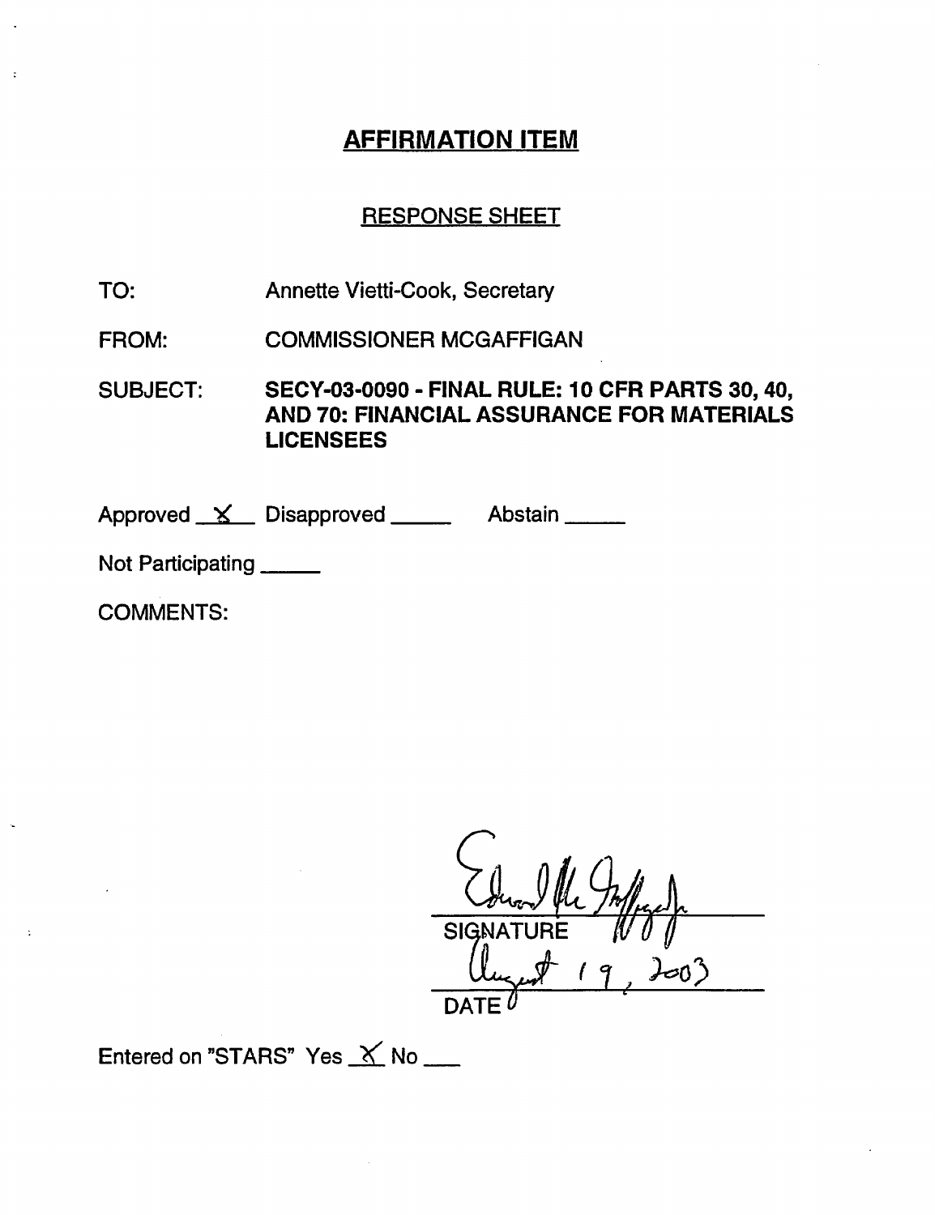## AFFIRMATION ITEM

RESPONSE SHEET

TO: Annette Vietti-Cook, Secretary

FROM: COMMISSIONER MCGAFFIGAN

SUBJECT: **SECY-03-0090 - FINAL RULE: 10 CFR PARTS 30, 40, AND 70: FINANCIAL ASSURANCE FOR MATERIALS LICENSEES**

Approved X Disapproved \_\_\_\_\_ Abstain \_\_\_\_\_

Not Participating \_\_\_\_\_

COMMENTS:

Edward McGaffigan, Jr.
SIGNATURE

August 19, 2003
DATE

Entered on "STARS" Yes X No \_\_\_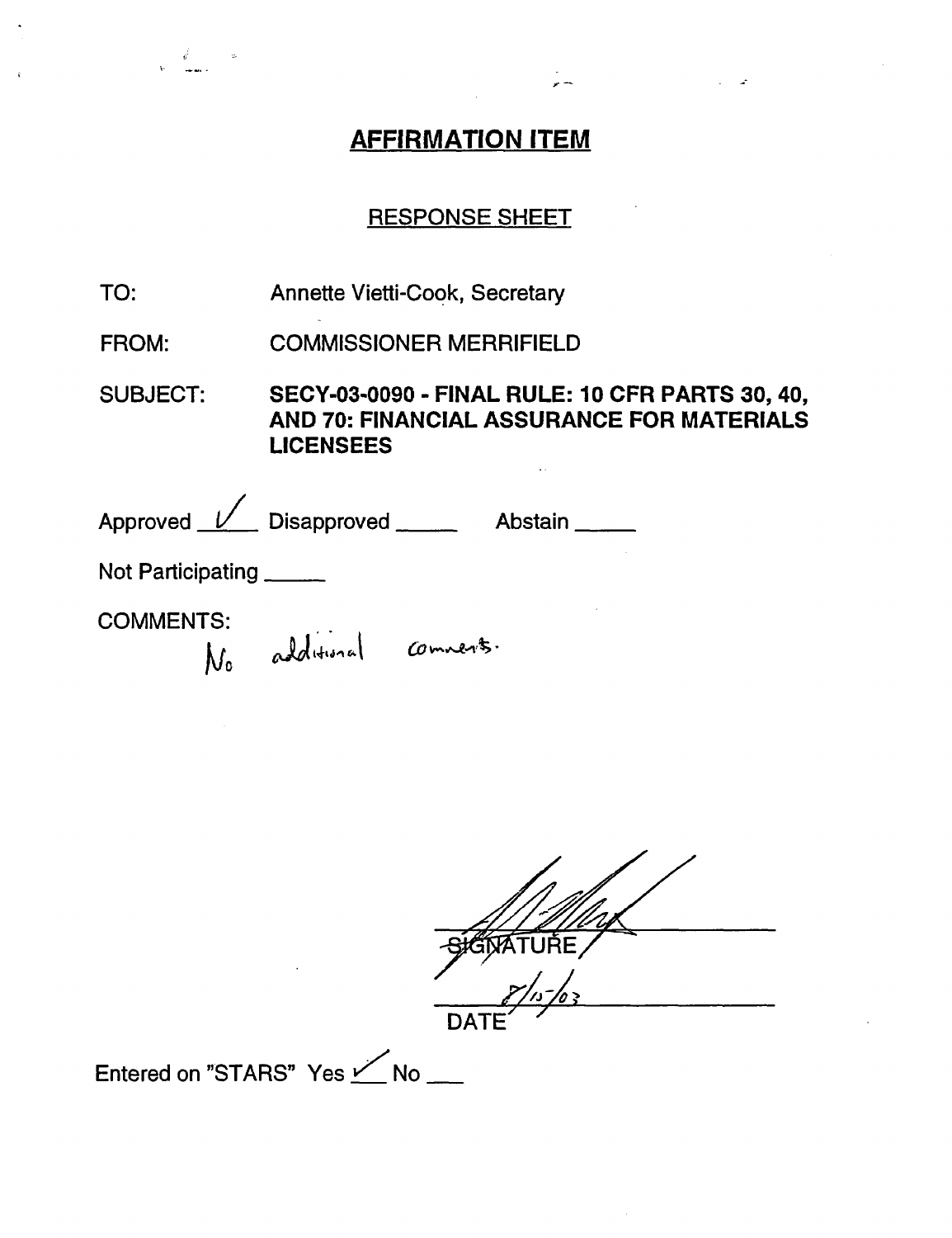# AFFIRMATION ITEM

## RESPONSE SHEET

TO: Annette Vietti-Cook, Secretary

FROM: COMMISSIONER MERRIFIELD

SUBJECT: **SECY-03-0090 - FINAL RULE: 10 CFR PARTS 30, 40, AND 70: FINANCIAL ASSURANCE FOR MATERIALS LICENSEES**

Approved ✓ Disapproved _____ Abstain _____

Not Participating _____

COMMENTS:

No additional comments.

SIGNATURE

8/15/03

DATE

Entered on "STARS" Yes ✓ No ___